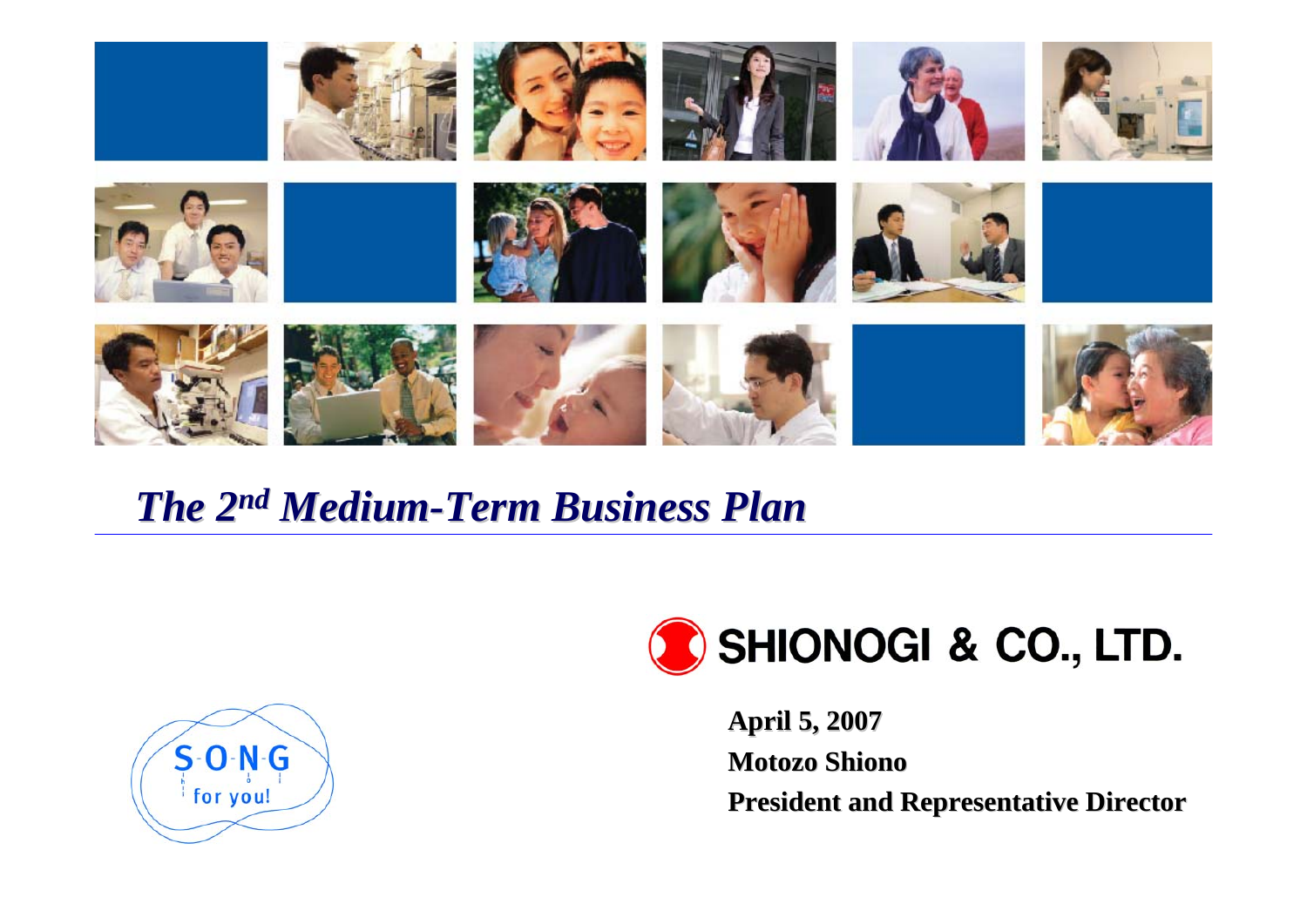# *The 2nd Medium-Term Business Plan*

SHIONOGI & CO., LTD.

S-O-N-G for you!

**April 5, 2007**
**Motozo Shiono**
**President and Representative Director**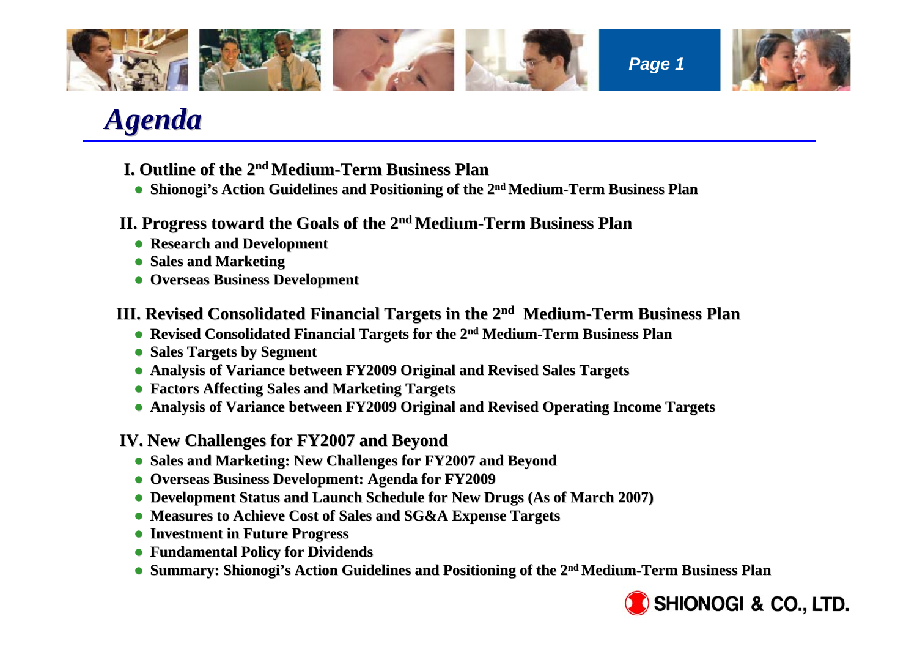# *Agenda*

## I. Outline of the 2nd Medium-Term Business Plan

- **Shionogi's Action Guidelines and Positioning of the 2nd Medium-Term Business Plan**

## II. Progress toward the Goals of the 2nd Medium-Term Business Plan

- **Research and Development**
- **Sales and Marketing**
- **Overseas Business Development**

## III. Revised Consolidated Financial Targets in the 2nd Medium-Term Business Plan

- **Revised Consolidated Financial Targets for the 2nd Medium-Term Business Plan**
- **Sales Targets by Segment**
- **Analysis of Variance between FY2009 Original and Revised Sales Targets**
- **Factors Affecting Sales and Marketing Targets**
- **Analysis of Variance between FY2009 Original and Revised Operating Income Targets**

## IV. New Challenges for FY2007 and Beyond

- **Sales and Marketing: New Challenges for FY2007 and Beyond**
- **Overseas Business Development: Agenda for FY2009**
- **Development Status and Launch Schedule for New Drugs (As of March 2007)**
- **Measures to Achieve Cost of Sales and SG&A Expense Targets**
- **Investment in Future Progress**
- **Fundamental Policy for Dividends**
- **Summary: Shionogi's Action Guidelines and Positioning of the 2nd Medium-Term Business Plan**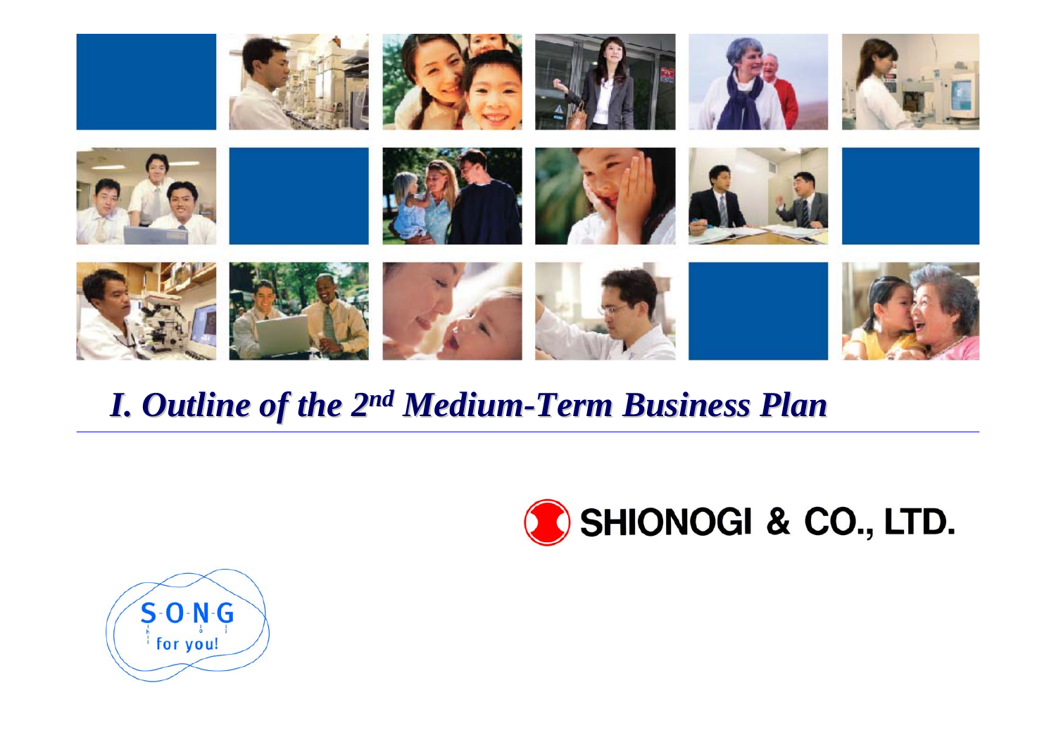# I. Outline of the 2nd Medium-Term Business Plan

SHIONOGI & CO., LTD.

SONG for you!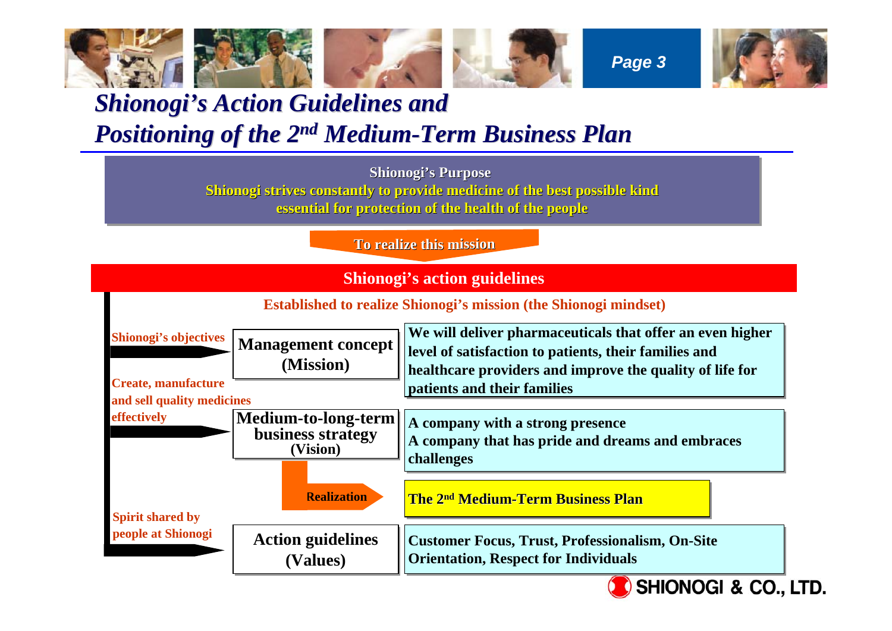# Shionogi's Action Guidelines and Positioning of the 2nd Medium-Term Business Plan

**Shionogi's Purpose**

**Shionogi strives constantly to provide medicine of the best possible kind essential for protection of the health of the people**

**To realize this mission**

## Shionogi's action guidelines

**Established to realize Shionogi's mission (the Shionogi mindset)**

| | | |
|---|---|---|
| Shionogi's objectives | **Management concept (Mission)** | We will deliver pharmaceuticals that offer an even higher level of satisfaction to patients, their families and healthcare providers and improve the quality of life for patients and their families |
| Create, manufacture and sell quality medicines effectively | **Medium-to-long-term business strategy (Vision)** | A company with a strong presence<br>A company that has pride and dreams and embraces challenges |
| | Realization → | The 2nd Medium-Term Business Plan |
| Spirit shared by people at Shionogi | **Action guidelines (Values)** | Customer Focus, Trust, Professionalism, On-Site Orientation, Respect for Individuals |

SHIONOGI & CO., LTD.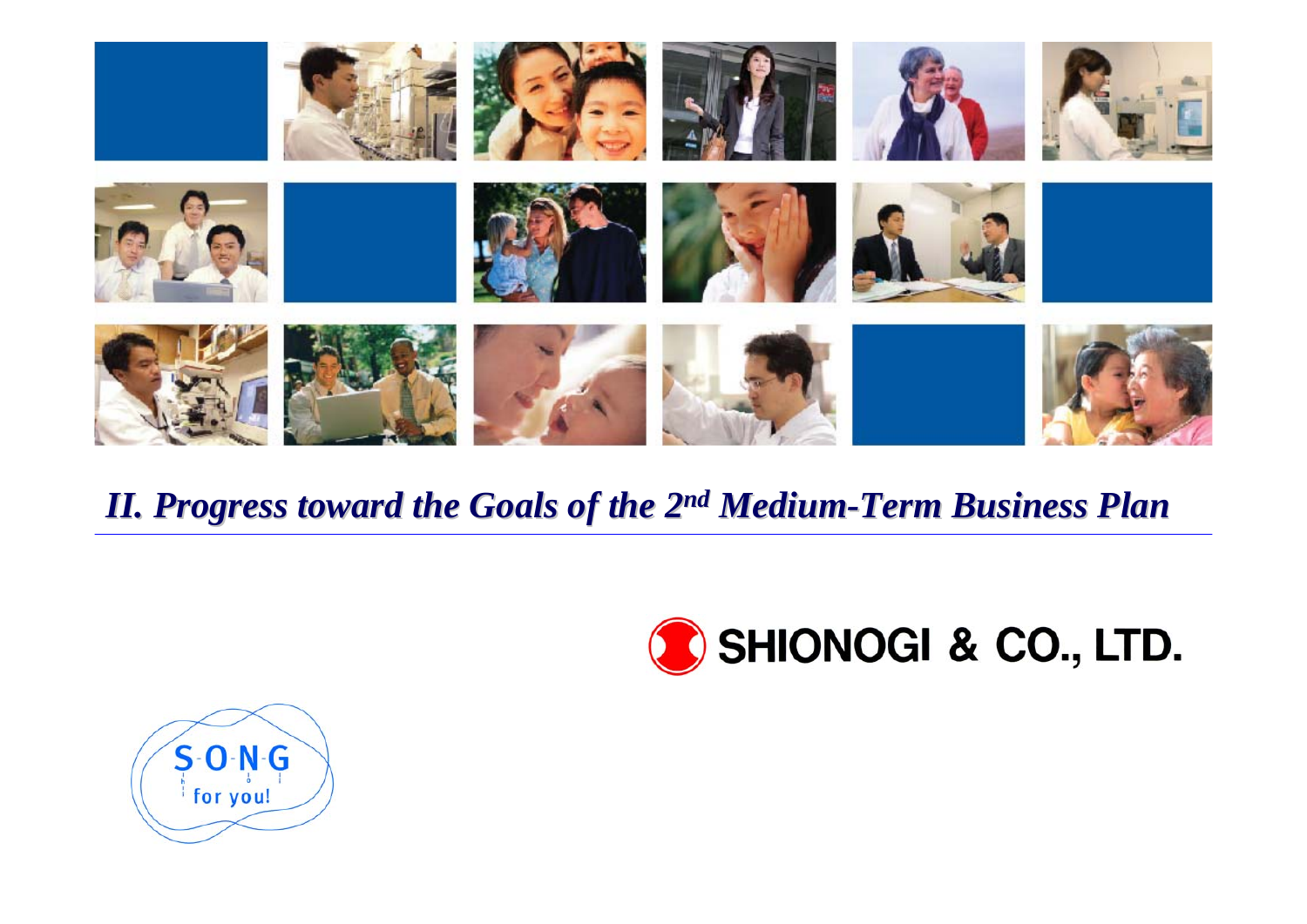# *II. Progress toward the Goals of the 2nd Medium-Term Business Plan*

SHIONOGI & CO., LTD.

S-O-N-G for you!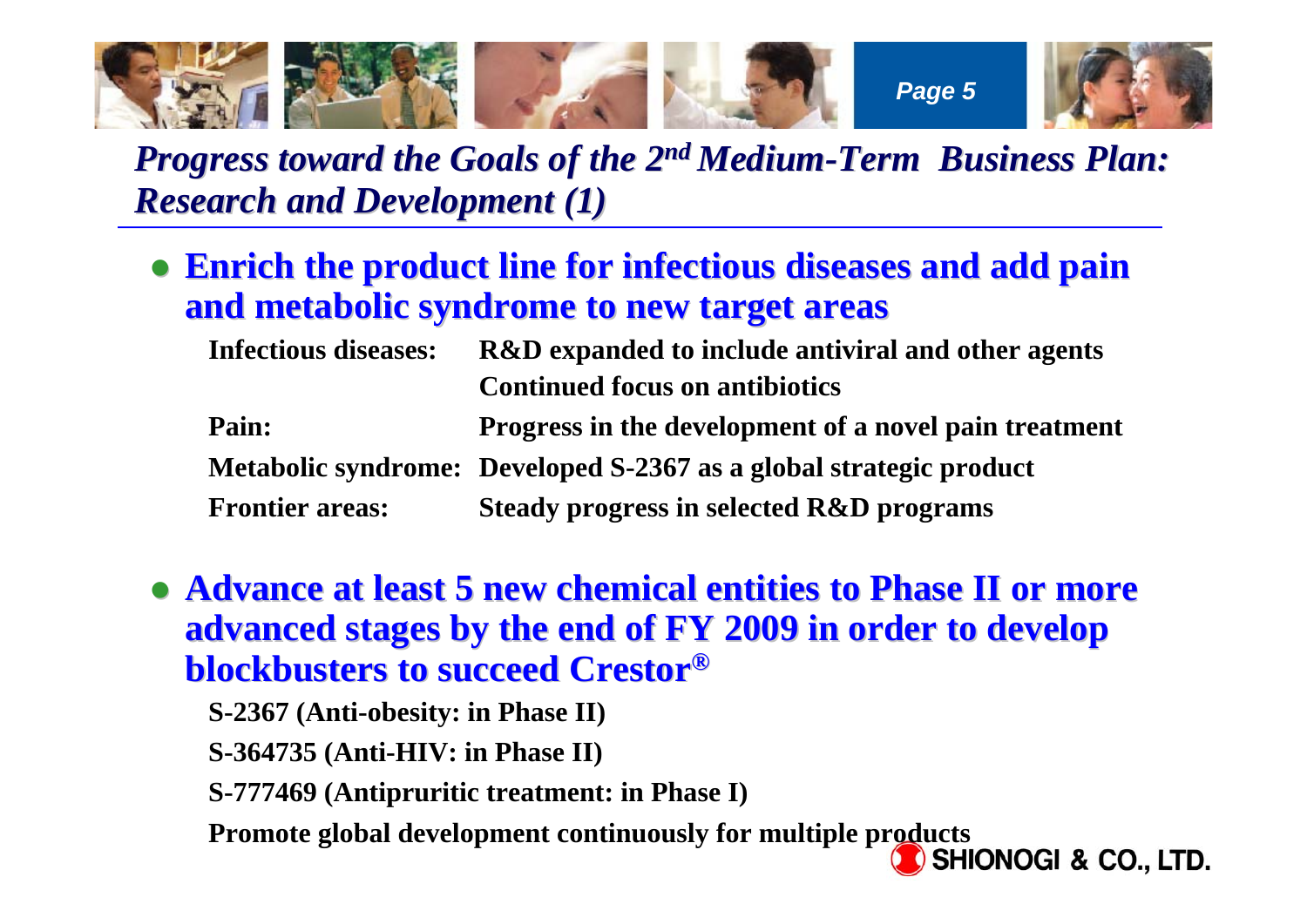# *Progress toward the Goals of the 2nd Medium-Term Business Plan: Research and Development (1)*

- **Enrich the product line for infectious diseases and add pain and metabolic syndrome to new target areas**

| | |
|---|---|
| **Infectious diseases:** | **R&D expanded to include antiviral and other agents** |
| | **Continued focus on antibiotics** |
| **Pain:** | **Progress in the development of a novel pain treatment** |
| **Metabolic syndrome:** | **Developed S-2367 as a global strategic product** |
| **Frontier areas:** | **Steady progress in selected R&D programs** |

- **Advance at least 5 new chemical entities to Phase II or more advanced stages by the end of FY 2009 in order to develop blockbusters to succeed Crestor®**

  **S-2367 (Anti-obesity: in Phase II)**

  **S-364735 (Anti-HIV: in Phase II)**

  **S-777469 (Antipruritic treatment: in Phase I)**

  **Promote global development continuously for multiple products**

SHIONOGI & CO., LTD.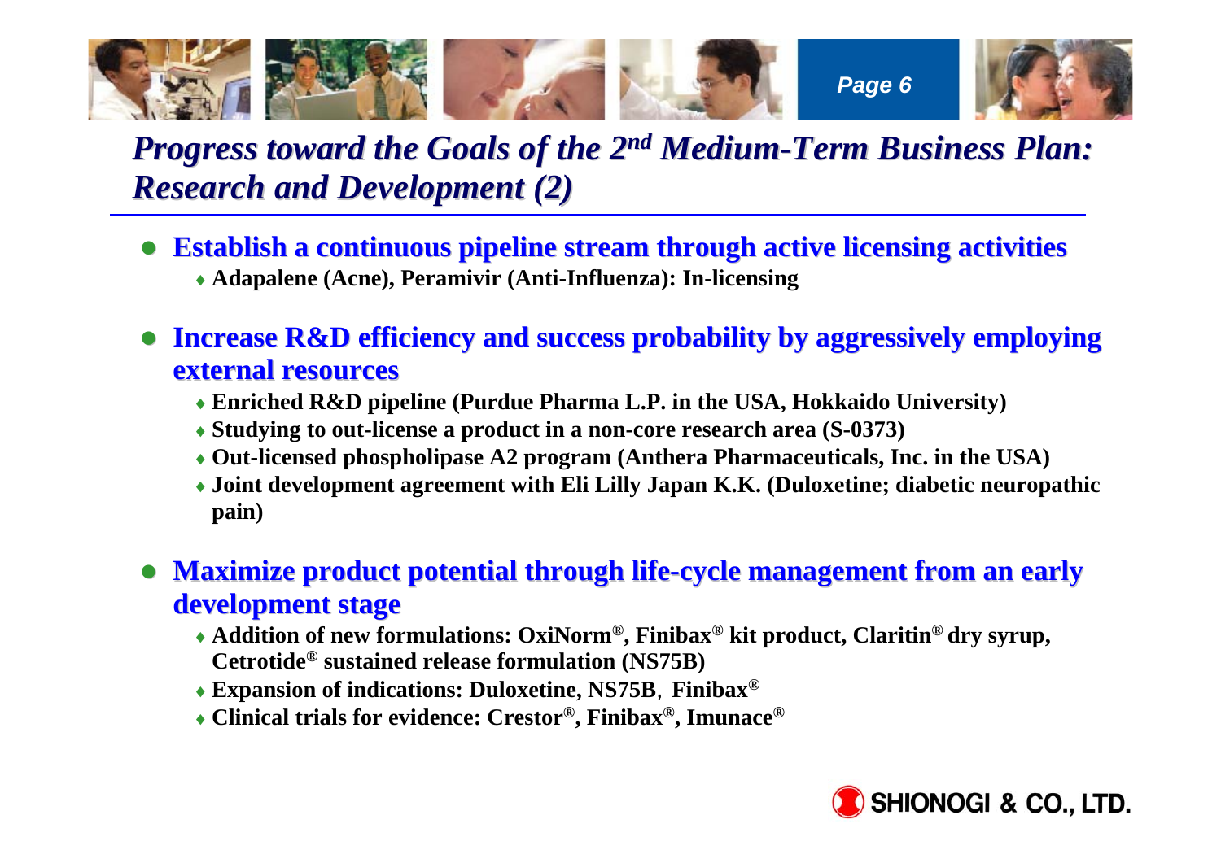# *Progress toward the Goals of the 2nd Medium-Term Business Plan: Research and Development (2)*

- **Establish a continuous pipeline stream through active licensing activities**
  - **Adapalene (Acne), Peramivir (Anti-Influenza): In-licensing**
- **Increase R&D efficiency and success probability by aggressively employing external resources**
  - **Enriched R&D pipeline (Purdue Pharma L.P. in the USA, Hokkaido University)**
  - **Studying to out-license a product in a non-core research area (S-0373)**
  - **Out-licensed phospholipase A2 program (Anthera Pharmaceuticals, Inc. in the USA)**
  - **Joint development agreement with Eli Lilly Japan K.K. (Duloxetine; diabetic neuropathic pain)**
- **Maximize product potential through life-cycle management from an early development stage**
  - **Addition of new formulations: OxiNorm®, Finibax® kit product, Claritin® dry syrup, Cetrotide® sustained release formulation (NS75B)**
  - **Expansion of indications: Duloxetine, NS75B, Finibax®**
  - **Clinical trials for evidence: Crestor®, Finibax®, Imunace®**

SHIONOGI & CO., LTD.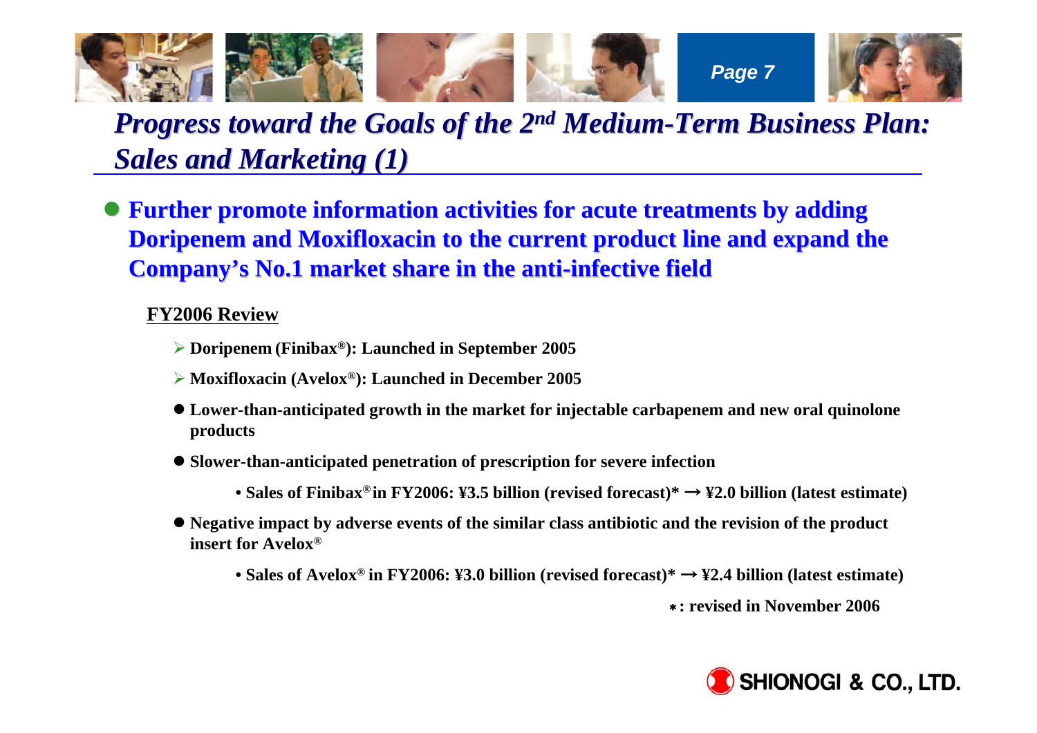# *Progress toward the Goals of the 2nd Medium-Term Business Plan: Sales and Marketing (1)*

- **Further promote information activities for acute treatments by adding Doripenem and Moxifloxacin to the current product line and expand the Company's No.1 market share in the anti-infective field**

**FY2006 Review**

- **Doripenem (Finibax®): Launched in September 2005**
- **Moxifloxacin (Avelox®): Launched in December 2005**
- **Lower-than-anticipated growth in the market for injectable carbapenem and new oral quinolone products**
- **Slower-than-anticipated penetration of prescription for severe infection**
  - **Sales of Finibax® in FY2006: ¥3.5 billion (revised forecast)* → ¥2.0 billion (latest estimate)**
- **Negative impact by adverse events of the similar class antibiotic and the revision of the product insert for Avelox®**
  - **Sales of Avelox® in FY2006: ¥3.0 billion (revised forecast)* → ¥2.4 billion (latest estimate)**

**\*: revised in November 2006**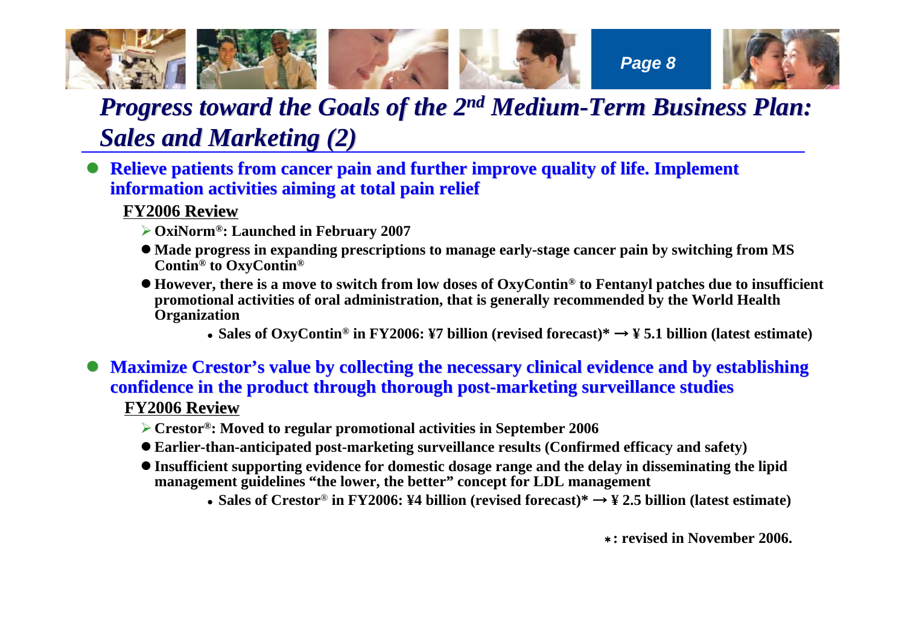# *Progress toward the Goals of the 2nd Medium-Term Business Plan: Sales and Marketing (2)*

- **Relieve patients from cancer pain and further improve quality of life. Implement information activities aiming at total pain relief**

  **FY2006 Review**

  - **OxiNorm®: Launched in February 2007**
  - **Made progress in expanding prescriptions to manage early-stage cancer pain by switching from MS Contin® to OxyContin®**
  - **However, there is a move to switch from low doses of OxyContin® to Fentanyl patches due to insufficient promotional activities of oral administration, that is generally recommended by the World Health Organization**
    - **Sales of OxyContin® in FY2006: ¥7 billion (revised forecast)* → ¥ 5.1 billion (latest estimate)**

- **Maximize Crestor's value by collecting the necessary clinical evidence and by establishing confidence in the product through thorough post-marketing surveillance studies**

  **FY2006 Review**

  - **Crestor®: Moved to regular promotional activities in September 2006**
  - **Earlier-than-anticipated post-marketing surveillance results (Confirmed efficacy and safety)**
  - **Insufficient supporting evidence for domestic dosage range and the delay in disseminating the lipid management guidelines "the lower, the better" concept for LDL management**
    - **Sales of Crestor® in FY2006: ¥4 billion (revised forecast)* → ¥ 2.5 billion (latest estimate)**

**\*: revised in November 2006.**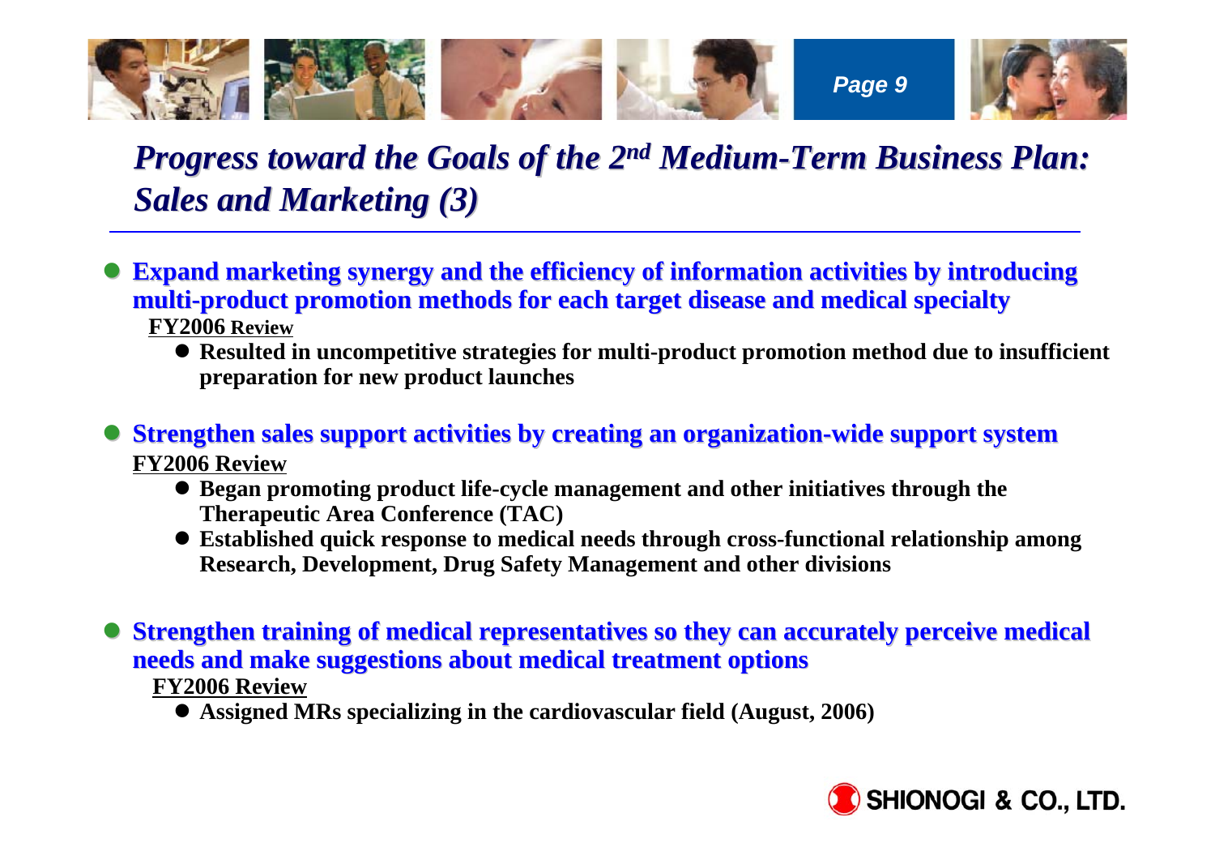# *Progress toward the Goals of the 2nd Medium-Term Business Plan: Sales and Marketing (3)*

- **Expand marketing synergy and the efficiency of information activities by introducing multi-product promotion methods for each target disease and medical specialty**

  **FY2006 Review**

  - **Resulted in uncompetitive strategies for multi-product promotion method due to insufficient preparation for new product launches**

- **Strengthen sales support activities by creating an organization-wide support system**

  **FY2006 Review**

  - **Began promoting product life-cycle management and other initiatives through the Therapeutic Area Conference (TAC)**
  - **Established quick response to medical needs through cross-functional relationship among Research, Development, Drug Safety Management and other divisions**

- **Strengthen training of medical representatives so they can accurately perceive medical needs and make suggestions about medical treatment options**

  **FY2006 Review**

  - **Assigned MRs specializing in the cardiovascular field (August, 2006)**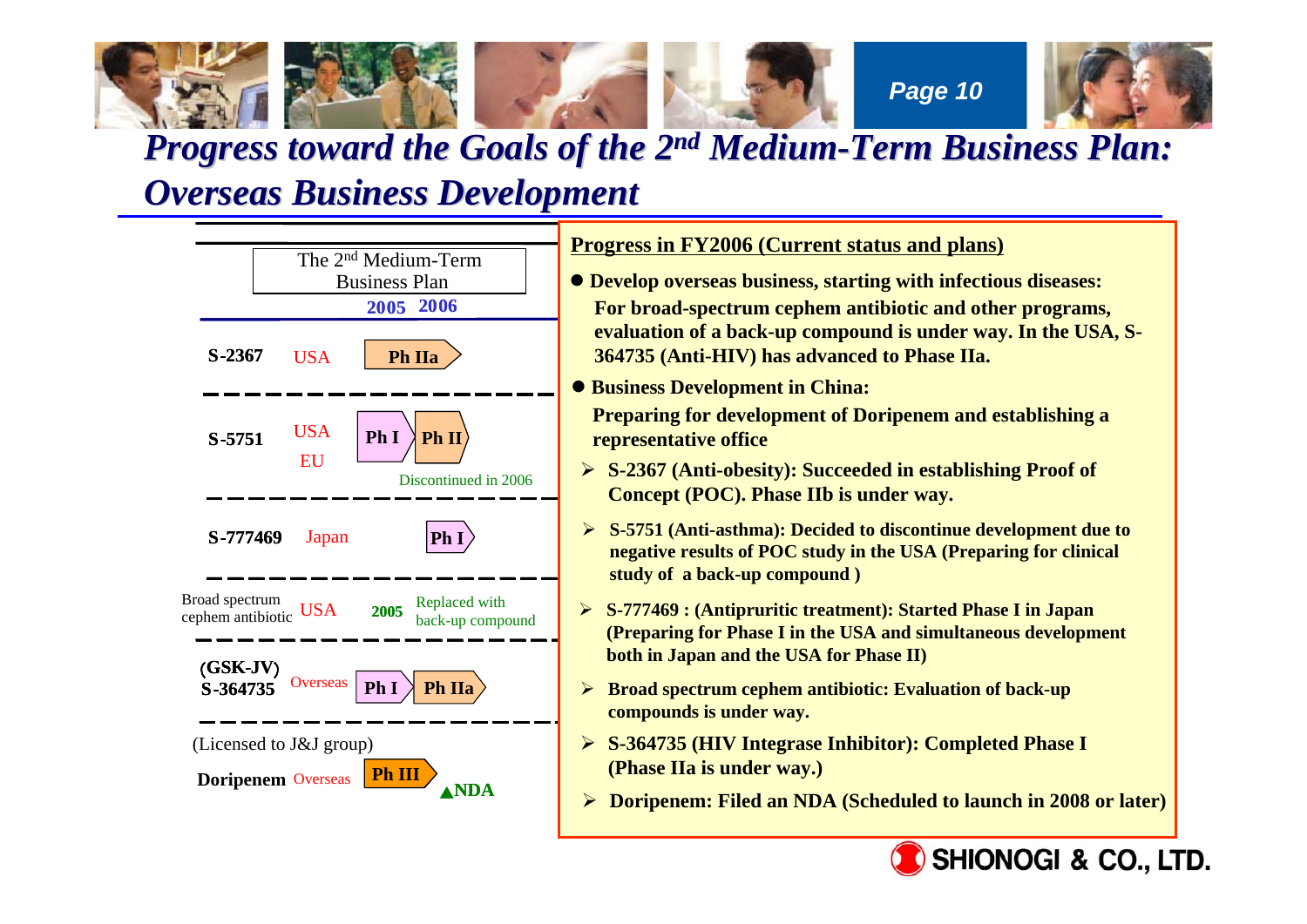# Progress toward the Goals of the 2nd Medium-Term Business Plan: Overseas Business Development

| Compound | Region | The 2nd Medium-Term Business Plan 2005 | 2006 |
|---|---|---|---|
| S-2367 | USA | Ph IIa | |
| S-5751 | USA, EU | Ph I | Ph II (Discontinued in 2006) |
| S-777469 | Japan | | Ph I |
| Broad spectrum cephem antibiotic | USA | 2005 | Replaced with back-up compound |
| (GSK-JV) S-364735 | Overseas | Ph I | Ph IIa |
| (Licensed to J&J group) Doripenem | Overseas | Ph III | ▲NDA |

## Progress in FY2006 (Current status and plans)

- **Develop overseas business, starting with infectious diseases:**
  **For broad-spectrum cephem antibiotic and other programs, evaluation of a back-up compound is under way. In the USA, S-364735 (Anti-HIV) has advanced to Phase IIa.**
- **Business Development in China:**
  **Preparing for development of Doripenem and establishing a representative office**
  - **S-2367 (Anti-obesity): Succeeded in establishing Proof of Concept (POC). Phase IIb is under way.**
  - **S-5751 (Anti-asthma): Decided to discontinue development due to negative results of POC study in the USA (Preparing for clinical study of a back-up compound )**
  - **S-777469 : (Antipruritic treatment): Started Phase I in Japan (Preparing for Phase I in the USA and simultaneous development both in Japan and the USA for Phase II)**
  - **Broad spectrum cephem antibiotic: Evaluation of back-up compounds is under way.**
  - **S-364735 (HIV Integrase Inhibitor): Completed Phase I (Phase IIa is under way.)**
  - **Doripenem: Filed an NDA (Scheduled to launch in 2008 or later)**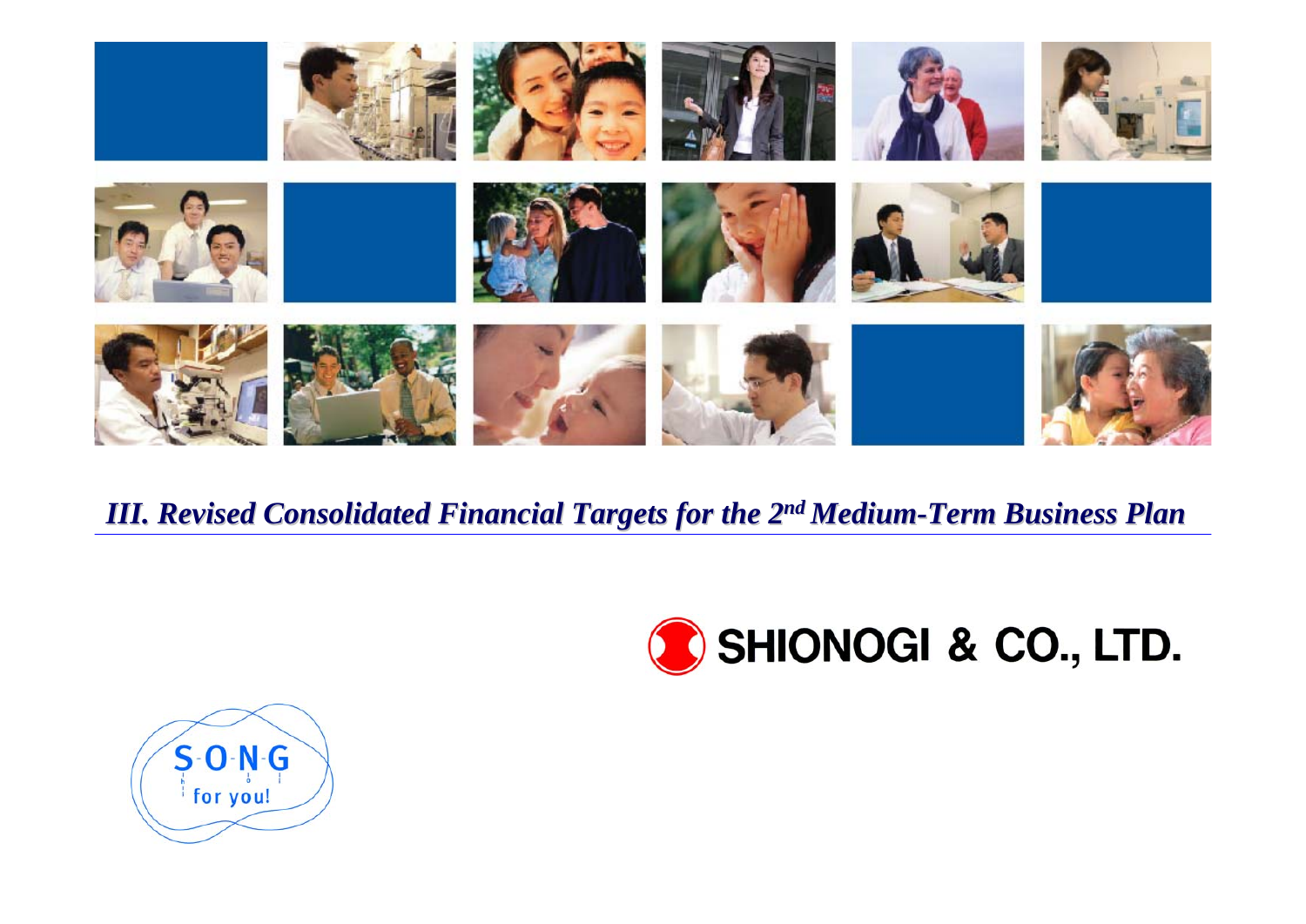# *III. Revised Consolidated Financial Targets for the 2nd Medium-Term Business Plan*

SHIONOGI & CO., LTD.

S-O-N-G for you!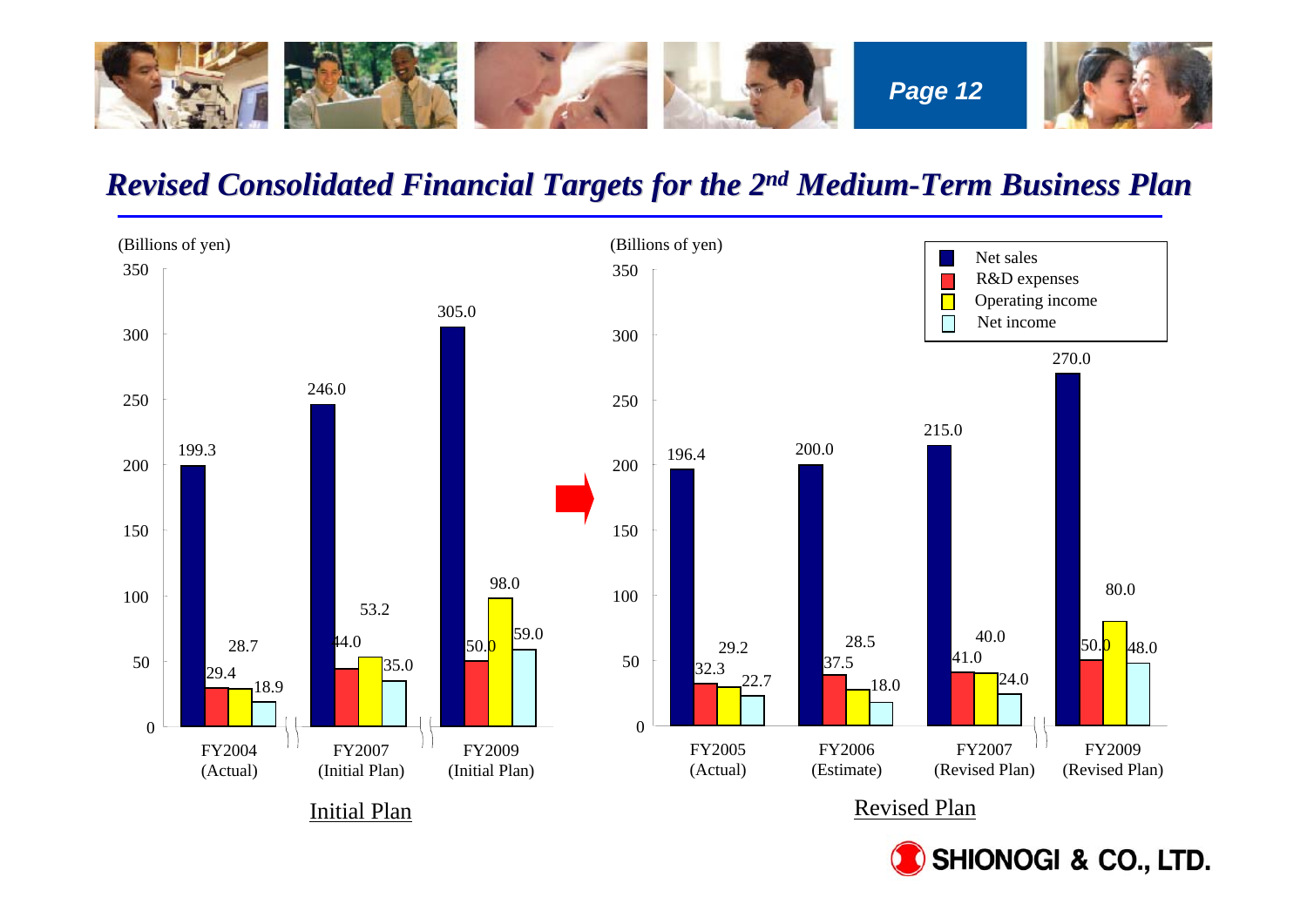## *Revised Consolidated Financial Targets for the 2nd Medium-Term Business Plan*

(Billions of yen)

**Initial Plan**

| | Net sales | R&D expenses | Operating income | Net income |
|---|---|---|---|---|
| FY2004 (Actual) | 199.3 | 29.4 | 28.7 | 18.9 |
| FY2007 (Initial Plan) | 246.0 | 44.0 | 53.2 | 35.0 |
| FY2009 (Initial Plan) | 305.0 | 50.0 | 98.0 | 59.0 |

**Revised Plan**

| | Net sales | R&D expenses | Operating income | Net income |
|---|---|---|---|---|
| FY2005 (Actual) | 196.4 | 32.3 | 29.2 | 22.7 |
| FY2006 (Estimate) | 200.0 | 37.5 | 28.5 | 18.0 |
| FY2007 (Revised Plan) | 215.0 | 41.0 | 40.0 | 24.0 |
| FY2009 (Revised Plan) | 270.0 | 50.0 | 80.0 | 48.0 |

SHIONOGI & CO., LTD.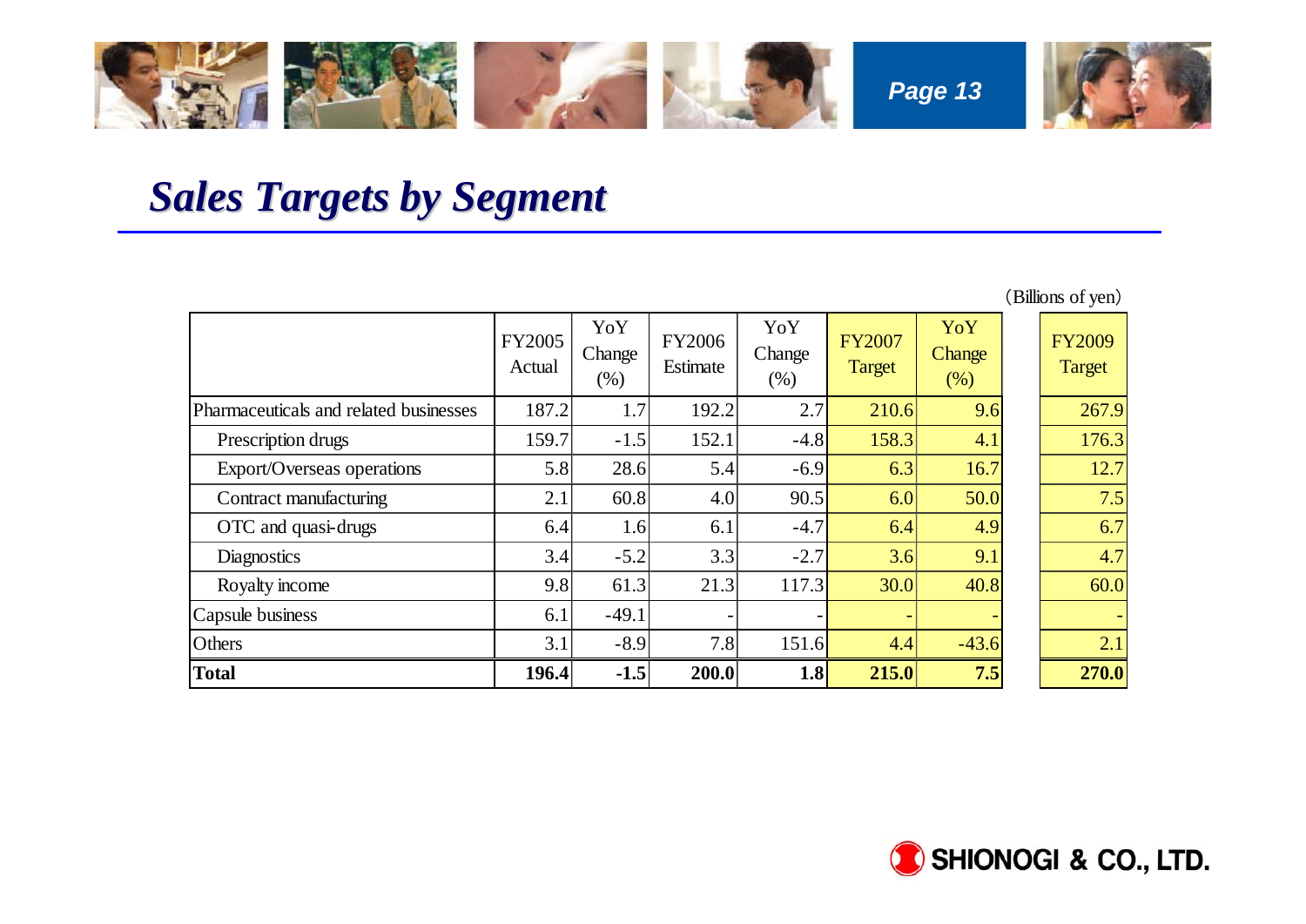# Sales Targets by Segment

(Billions of yen)

| | FY2005 Actual | YoY Change (%) | FY2006 Estimate | YoY Change (%) | FY2007 Target | YoY Change (%) | FY2009 Target |
|---|---|---|---|---|---|---|---|
| Pharmaceuticals and related businesses | 187.2 | 1.7 | 192.2 | 2.7 | 210.6 | 9.6 | 267.9 |
| Prescription drugs | 159.7 | -1.5 | 152.1 | -4.8 | 158.3 | 4.1 | 176.3 |
| Export/Overseas operations | 5.8 | 28.6 | 5.4 | -6.9 | 6.3 | 16.7 | 12.7 |
| Contract manufacturing | 2.1 | 60.8 | 4.0 | 90.5 | 6.0 | 50.0 | 7.5 |
| OTC and quasi-drugs | 6.4 | 1.6 | 6.1 | -4.7 | 6.4 | 4.9 | 6.7 |
| Diagnostics | 3.4 | -5.2 | 3.3 | -2.7 | 3.6 | 9.1 | 4.7 |
| Royalty income | 9.8 | 61.3 | 21.3 | 117.3 | 30.0 | 40.8 | 60.0 |
| Capsule business | 6.1 | -49.1 | - | - | - | - | - |
| Others | 3.1 | -8.9 | 7.8 | 151.6 | 4.4 | -43.6 | 2.1 |
| **Total** | **196.4** | **-1.5** | **200.0** | **1.8** | **215.0** | **7.5** | **270.0** |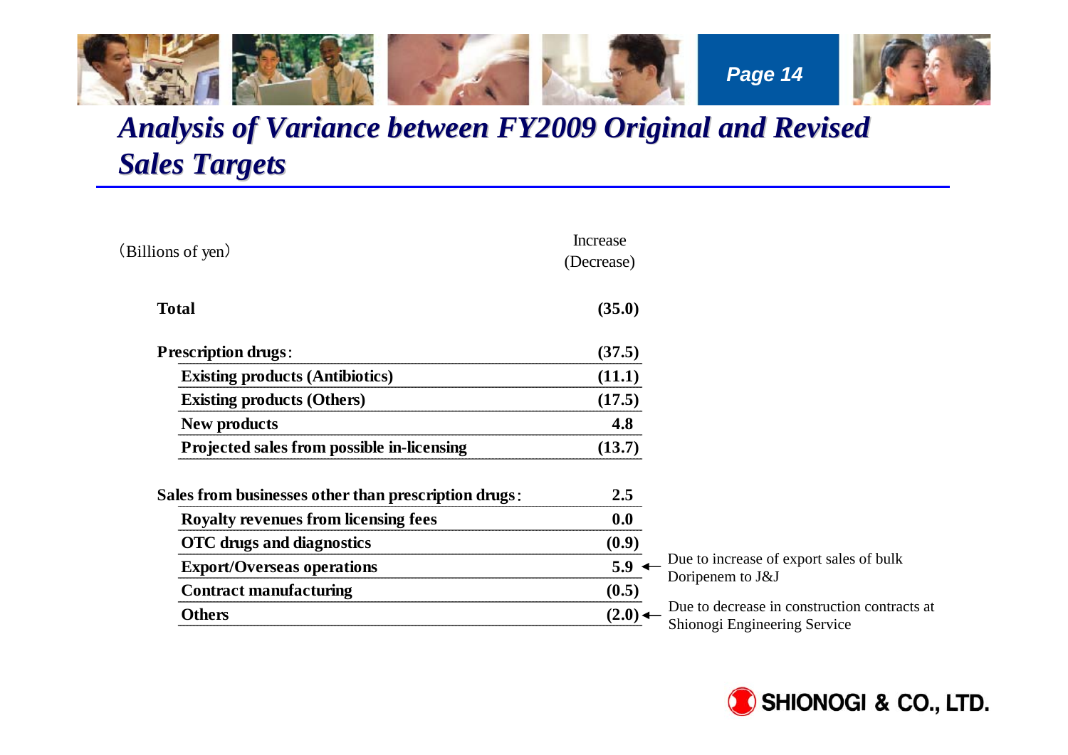# Analysis of Variance between FY2009 Original and Revised Sales Targets

| (Billions of yen) | Increase (Decrease) | |
|---|---|---|
| **Total** | **(35.0)** | |
| **Prescription drugs**: | **(37.5)** | |
| **Existing products (Antibiotics)** | **(11.1)** | |
| **Existing products (Others)** | **(17.5)** | |
| **New products** | **4.8** | |
| **Projected sales from possible in-licensing** | **(13.7)** | |
| **Sales from businesses other than prescription drugs**: | **2.5** | |
| **Royalty revenues from licensing fees** | **0.0** | |
| **OTC drugs and diagnostics** | **(0.9)** | |
| **Export/Overseas operations** | **5.9** | ← Due to increase of export sales of bulk Doripenem to J&J |
| **Contract manufacturing** | **(0.5)** | |
| **Others** | **(2.0)** | ← Due to decrease in construction contracts at Shionogi Engineering Service |

SHIONOGI & CO., LTD.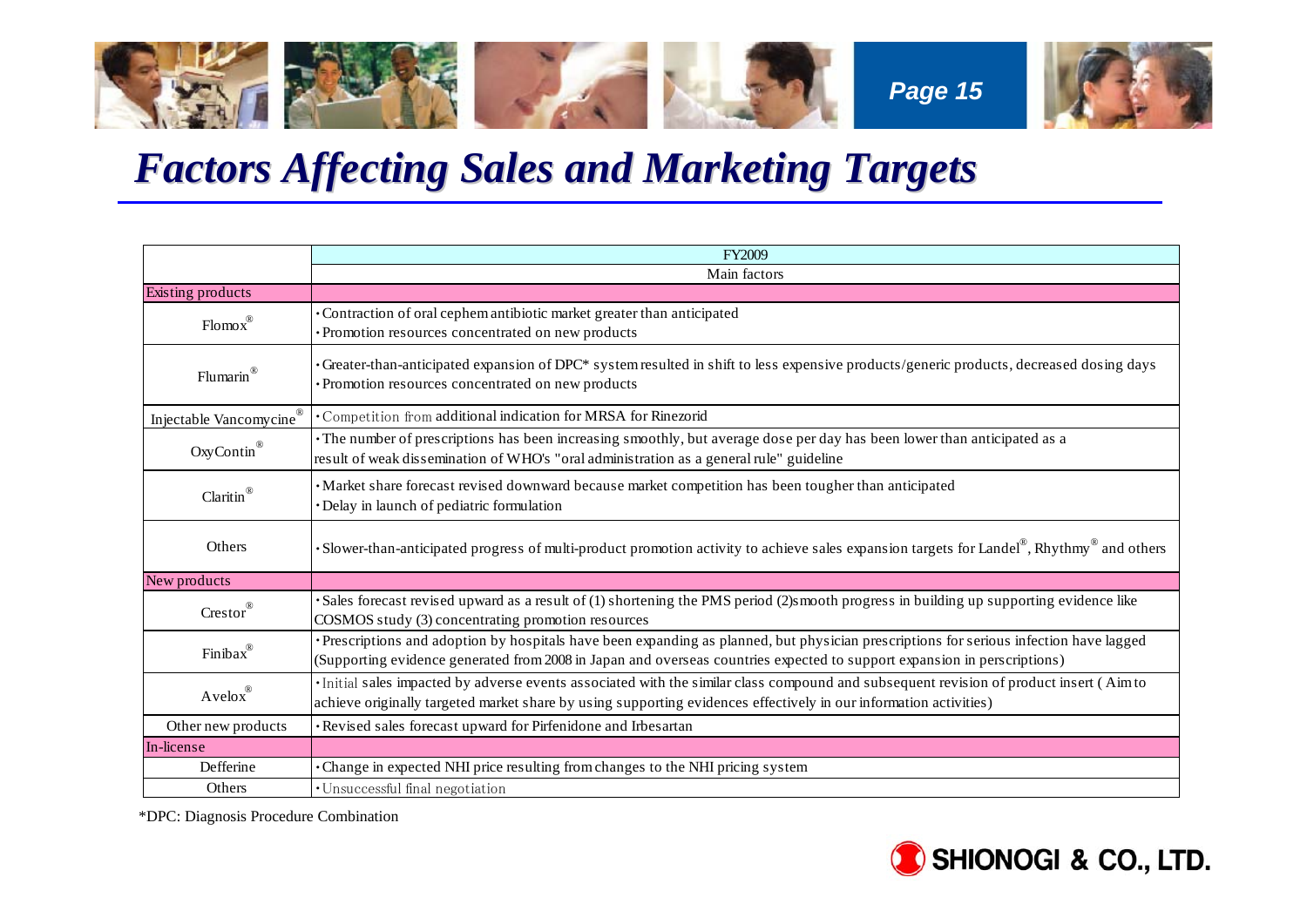# Factors Affecting Sales and Marketing Targets

| | FY2009 |
|---|---|
| | Main factors |
| **Existing products** | |
| Flomox® | ・Contraction of oral cephem antibiotic market greater than anticipated<br>・Promotion resources concentrated on new products |
| Flumarin® | ・Greater-than-anticipated expansion of DPC* system resulted in shift to less expensive products/generic products, decreased dosing days<br>・Promotion resources concentrated on new products |
| Injectable Vancomycine® | ・Competition from additional indication for MRSA for Rinezorid |
| OxyContin® | ・The number of prescriptions has been increasing smoothly, but average dose per day has been lower than anticipated as a result of weak dissemination of WHO's "oral administration as a general rule" guideline |
| Claritin® | ・Market share forecast revised downward because market competition has been tougher than anticipated<br>・Delay in launch of pediatric formulation |
| Others | ・Slower-than-anticipated progress of multi-product promotion activity to achieve sales expansion targets for Landel®, Rhythmy® and others |
| **New products** | |
| Crestor® | ・Sales forecast revised upward as a result of (1) shortening the PMS period (2)smooth progress in building up supporting evidence like COSMOS study (3) concentrating promotion resources |
| Finibax® | ・Prescriptions and adoption by hospitals have been expanding as planned, but physician prescriptions for serious infection have lagged (Supporting evidence generated from 2008 in Japan and overseas countries expected to support expansion in perscriptions) |
| Avelox® | ・Initial sales impacted by adverse events associated with the similar class compound and subsequent revision of product insert ( Aim to achieve originally targeted market share by using supporting evidences effectively in our information activities) |
| Other new products | ・Revised sales forecast upward for Pirfenidone and Irbesartan |
| **In-license** | |
| Defferine | ・Change in expected NHI price resulting from changes to the NHI pricing system |
| Others | ・Unsuccessful final negotiation |

*DPC: Diagnosis Procedure Combination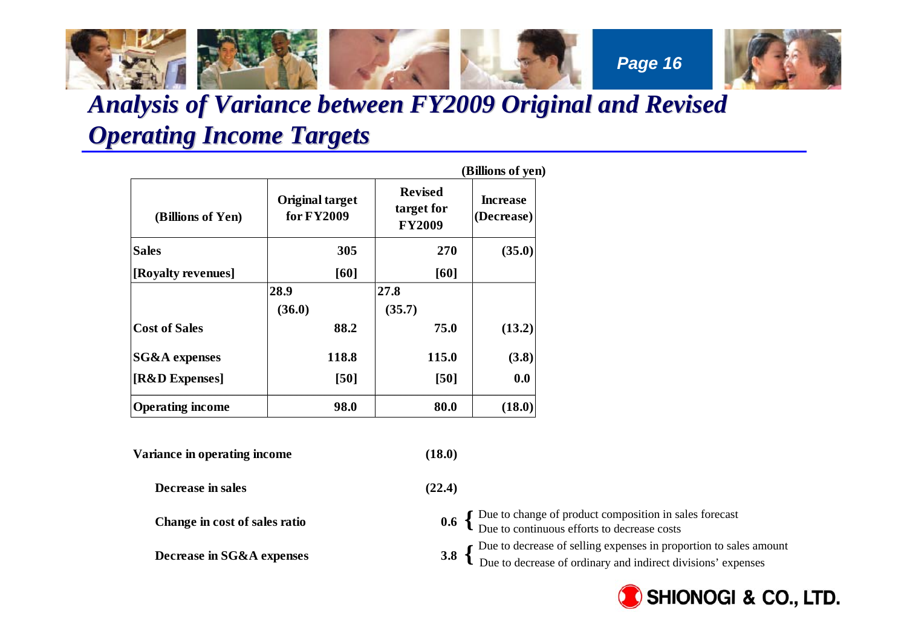# Analysis of Variance between FY2009 Original and Revised Operating Income Targets

(Billions of yen)

| (Billions of Yen) | Original target for FY2009 | Revised target for FY2009 | Increase (Decrease) |
|---|---|---|---|
| Sales | 305 | 270 | (35.0) |
| [Royalty revenues] | [60] | [60] | |
| | 28.9 | 27.8 | |
| | (36.0) | (35.7) | |
| Cost of Sales | 88.2 | 75.0 | (13.2) |
| SG&A expenses | 118.8 | 115.0 | (3.8) |
| [R&D Expenses] | [50] | [50] | 0.0 |
| Operating income | 98.0 | 80.0 | (18.0) |

**Variance in operating income** (18.0)

- **Decrease in sales** (22.4)
- **Change in cost of sales ratio** 0.6
  - Due to change of product composition in sales forecast
  - Due to continuous efforts to decrease costs
- **Decrease in SG&A expenses** 3.8
  - Due to decrease of selling expenses in proportion to sales amount
  - Due to decrease of ordinary and indirect divisions' expenses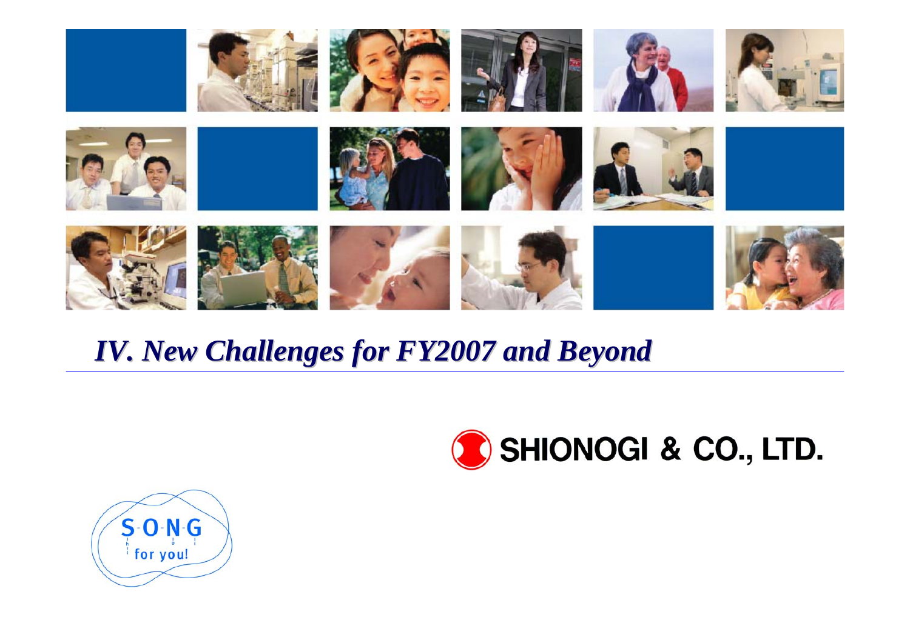# *IV. New Challenges for FY2007 and Beyond*

SHIONOGI & CO., LTD.

S-O-N-G for you!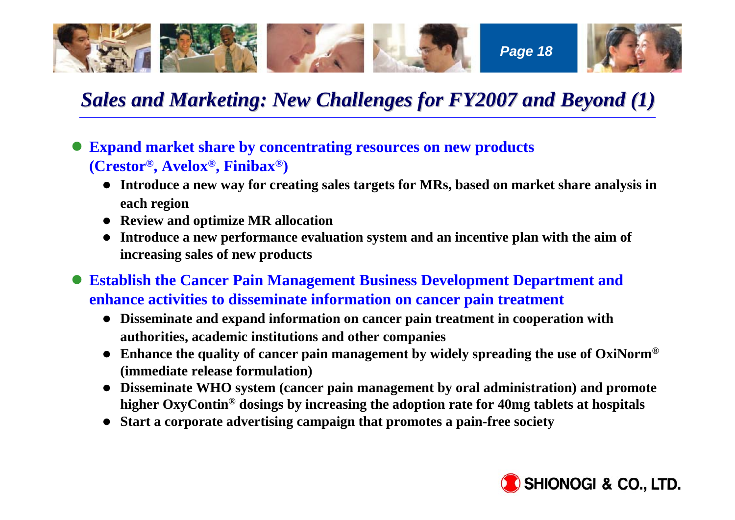# *Sales and Marketing: New Challenges for FY2007 and Beyond (1)*

- **Expand market share by concentrating resources on new products (Crestor®, Avelox®, Finibax®)**
  - **Introduce a new way for creating sales targets for MRs, based on market share analysis in each region**
  - **Review and optimize MR allocation**
  - **Introduce a new performance evaluation system and an incentive plan with the aim of increasing sales of new products**
- **Establish the Cancer Pain Management Business Development Department and enhance activities to disseminate information on cancer pain treatment**
  - **Disseminate and expand information on cancer pain treatment in cooperation with authorities, academic institutions and other companies**
  - **Enhance the quality of cancer pain management by widely spreading the use of OxiNorm® (immediate release formulation)**
  - **Disseminate WHO system (cancer pain management by oral administration) and promote higher OxyContin® dosings by increasing the adoption rate for 40mg tablets at hospitals**
  - **Start a corporate advertising campaign that promotes a pain-free society**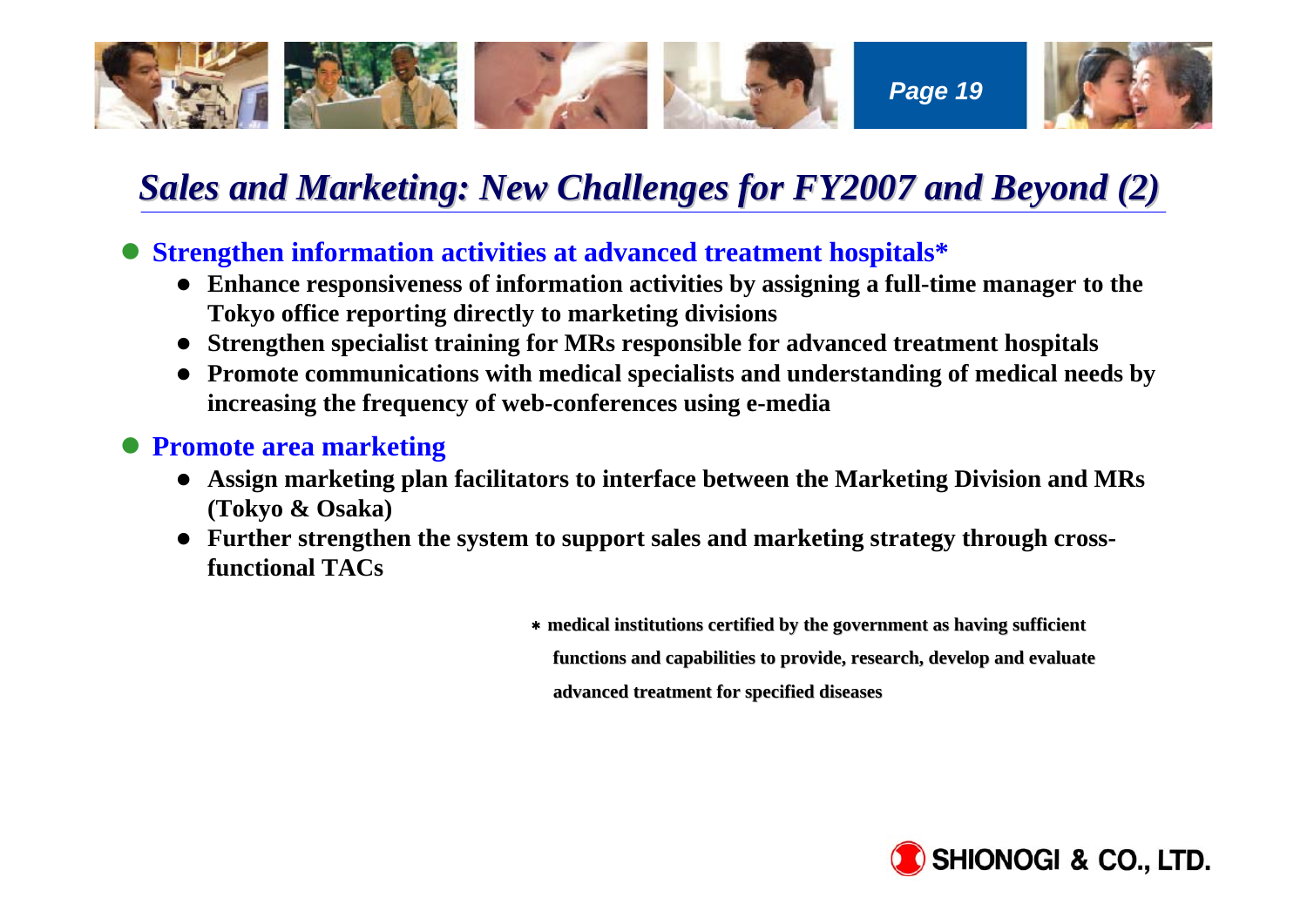# *Sales and Marketing: New Challenges for FY2007 and Beyond (2)*

- **Strengthen information activities at advanced treatment hospitals***
  - **Enhance responsiveness of information activities by assigning a full-time manager to the Tokyo office reporting directly to marketing divisions**
  - **Strengthen specialist training for MRs responsible for advanced treatment hospitals**
  - **Promote communications with medical specialists and understanding of medical needs by increasing the frequency of web-conferences using e-media**
- **Promote area marketing**
  - **Assign marketing plan facilitators to interface between the Marketing Division and MRs (Tokyo & Osaka)**
  - **Further strengthen the system to support sales and marketing strategy through cross-functional TACs**

**\* medical institutions certified by the government as having sufficient functions and capabilities to provide, research, develop and evaluate advanced treatment for specified diseases**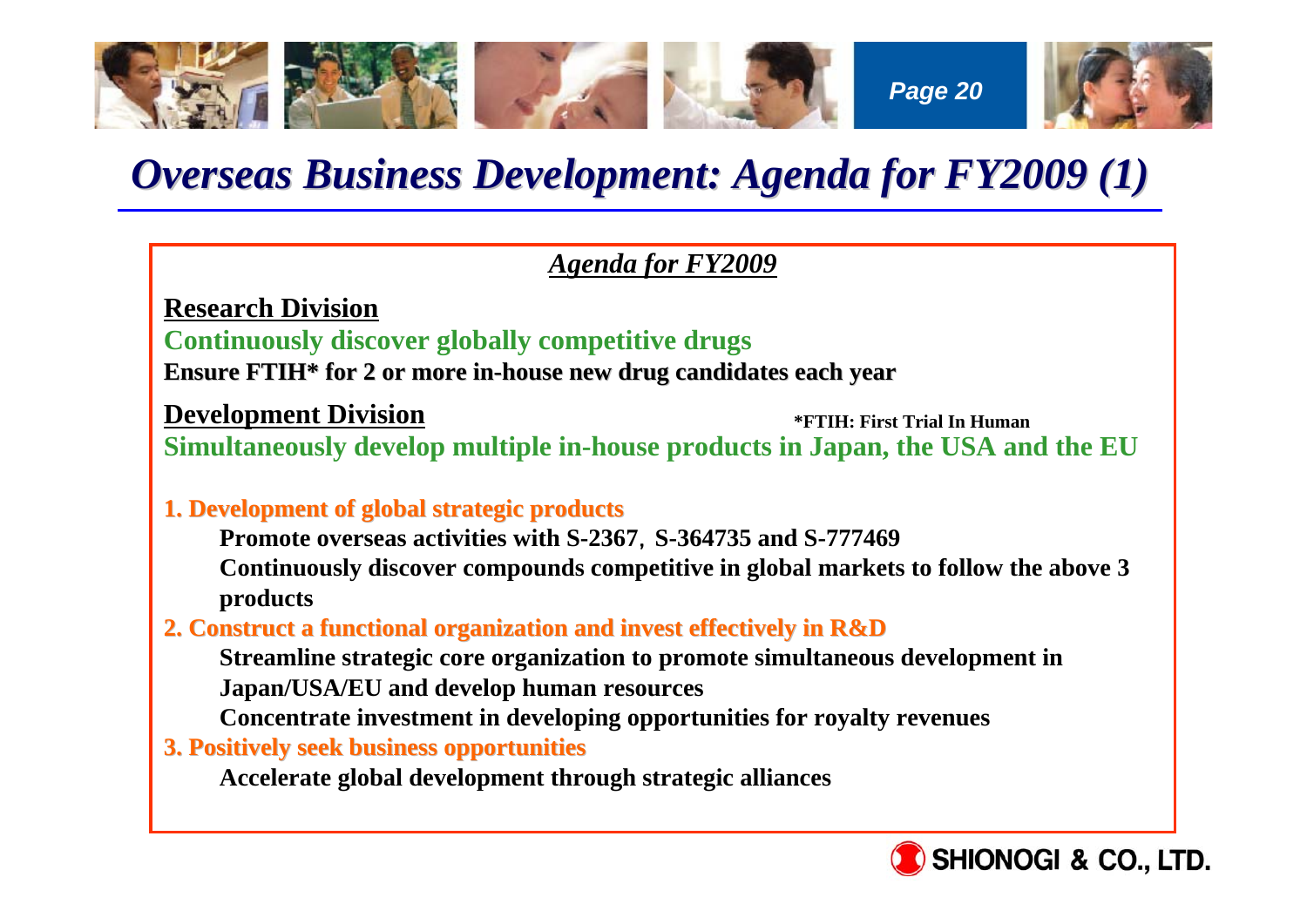# *Overseas Business Development: Agenda for FY2009 (1)*

## *Agenda for FY2009*

**Research Division**

**Continuously discover globally competitive drugs**

**Ensure FTIH\* for 2 or more in-house new drug candidates each year**

**Development Division**

**\*FTIH: First Trial In Human**

**Simultaneously develop multiple in-house products in Japan, the USA and the EU**

**1. Development of global strategic products**

- **Promote overseas activities with S-2367, S-364735 and S-777469**
- **Continuously discover compounds competitive in global markets to follow the above 3 products**

**2. Construct a functional organization and invest effectively in R&D**

- **Streamline strategic core organization to promote simultaneous development in Japan/USA/EU and develop human resources**
- **Concentrate investment in developing opportunities for royalty revenues**

**3. Positively seek business opportunities**

- **Accelerate global development through strategic alliances**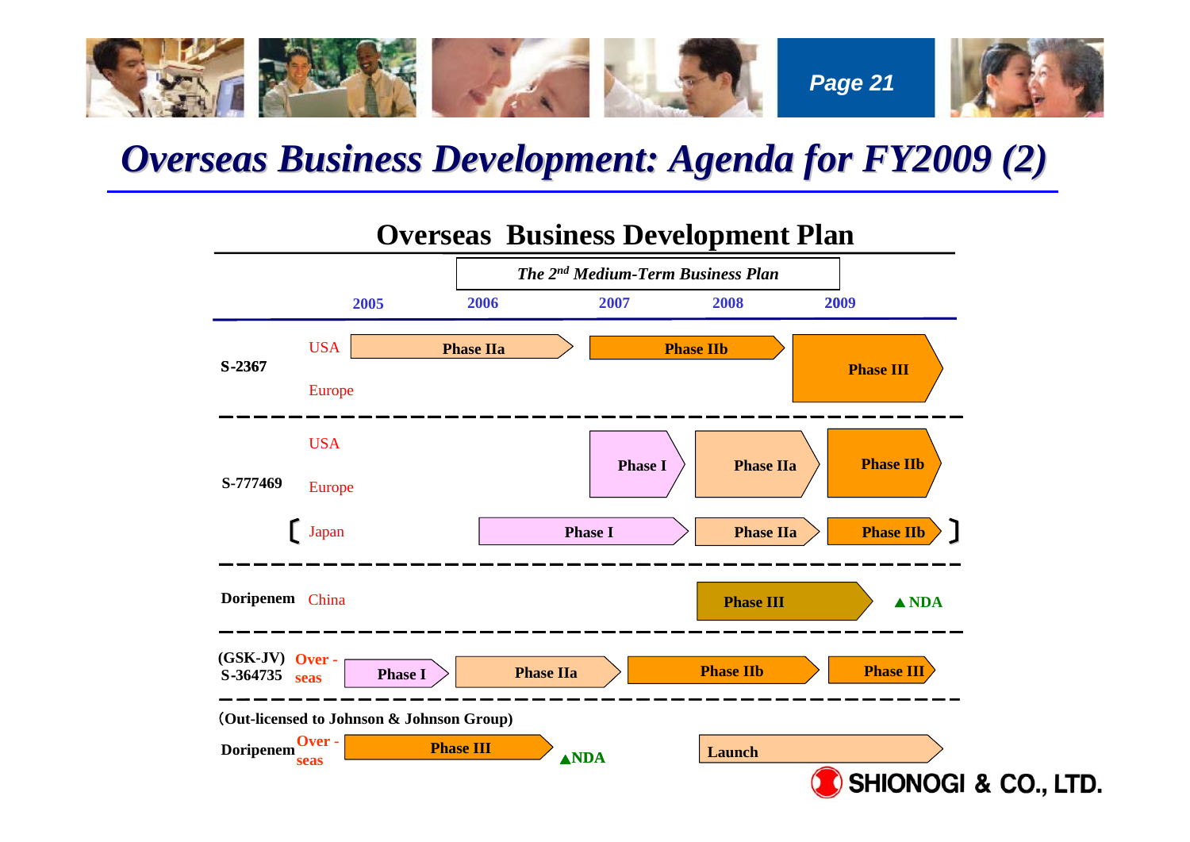# Overseas Business Development: Agenda for FY2009 (2)

## Overseas Business Development Plan

*The 2nd Medium-Term Business Plan* (2006–2008)

| Compound | Region | 2005 | 2006 | 2007 | 2008 | 2009 |
|---|---|---|---|---|---|---|
| S-2367 | USA / Europe | Phase IIa | Phase IIa | Phase IIb | Phase IIb | Phase III |
| S-777469 | USA / Europe | | | Phase I | Phase IIa | Phase IIb |
| S-777469 | [ Japan ] | | Phase I | Phase I | Phase IIa | Phase IIb |
| Doripenem | China | | | | Phase III | ▲NDA |
| (GSK-JV) S-364735 | Over-seas | Phase I | Phase IIa | Phase IIb | Phase IIb | Phase III |

(Out-licensed to Johnson & Johnson Group)

| Compound | Region | 2005 | 2006 | 2007 | 2008 | 2009 |
|---|---|---|---|---|---|---|
| Doripenem | Over-seas | Phase III | Phase III | ▲NDA | Launch | Launch |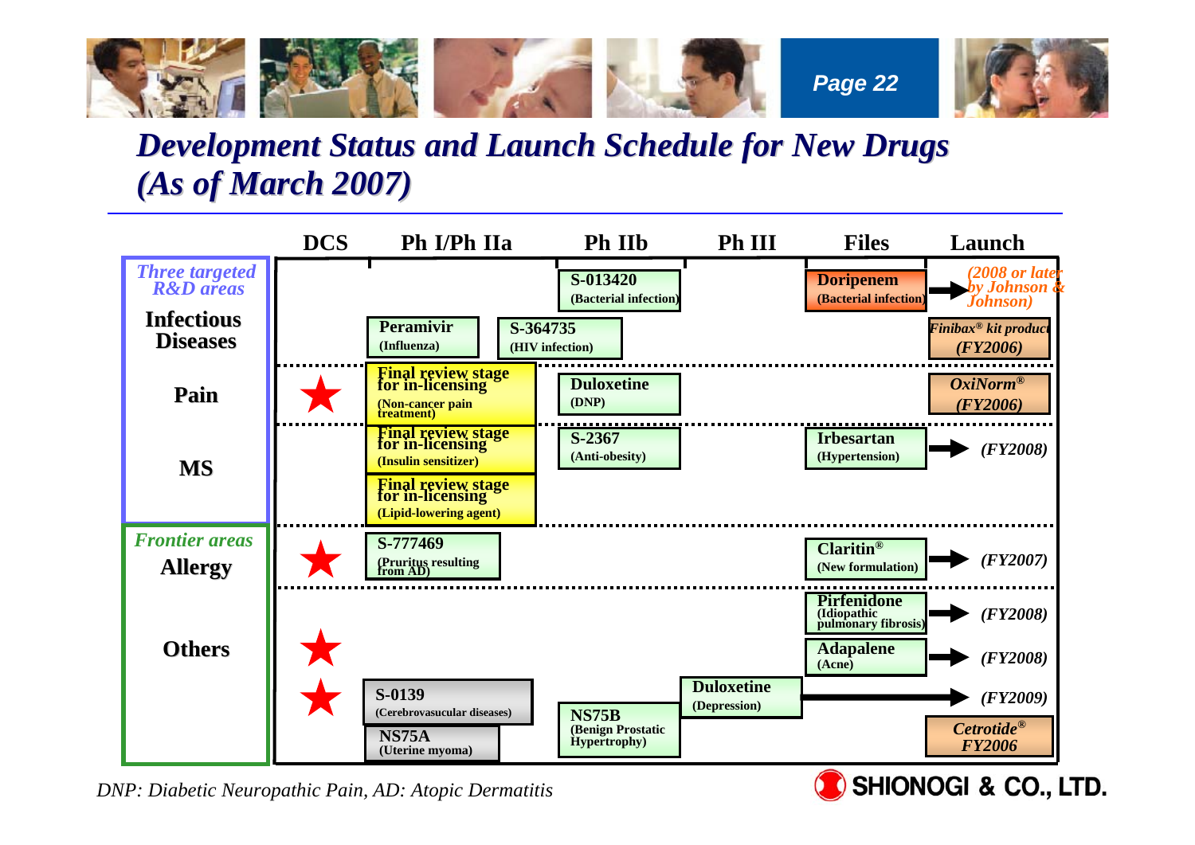# Development Status and Launch Schedule for New Drugs (As of March 2007)

| Area | | DCS | Ph I/Ph IIa | Ph IIb | Ph III | Files | Launch |
|---|---|---|---|---|---|---|---|
| *Three targeted R&D areas* | **Infectious Diseases** | | | S-013420 (Bacterial infection) | | Doripenem (Bacterial infection) | *(2008 or later by Johnson & Johnson)* |
| | | | Peramivir (Influenza) | S-364735 (HIV infection) | | | *Finibax® kit product (FY2006)* |
| | **Pain** | ★ | Final review stage for in-licensing (Non-cancer pain treatment) | Duloxetine (DNP) | | | *OxiNorm® (FY2006)* |
| | **MS** | | Final review stage for in-licensing (Insulin sensitizer) | S-2367 (Anti-obesity) | | Irbesartan (Hypertension) | *(FY2008)* |
| | | | Final review stage for in-licensing (Lipid-lowering agent) | | | | |
| *Frontier areas* | **Allergy** | ★ | S-777469 (Pruritus resulting from AD) | | | Claritin® (New formulation) | *(FY2007)* |
| | **Others** | | | | | Pirfenidone (Idiopathic pulmonary fibrosis) | *(FY2008)* |
| | | ★ | | | | Adapalene (Acne) | *(FY2008)* |
| | | ★ | S-0139 (Cerebrovasucular diseases) | | Duloxetine (Depression) | | *(FY2009)* |
| | | | NS75A (Uterine myoma) | NS75B (Benign Prostatic Hypertrophy) | | | *Cetrotide® FY2006* |

*DNP: Diabetic Neuropathic Pain, AD: Atopic Dermatitis*

SHIONOGI & CO., LTD.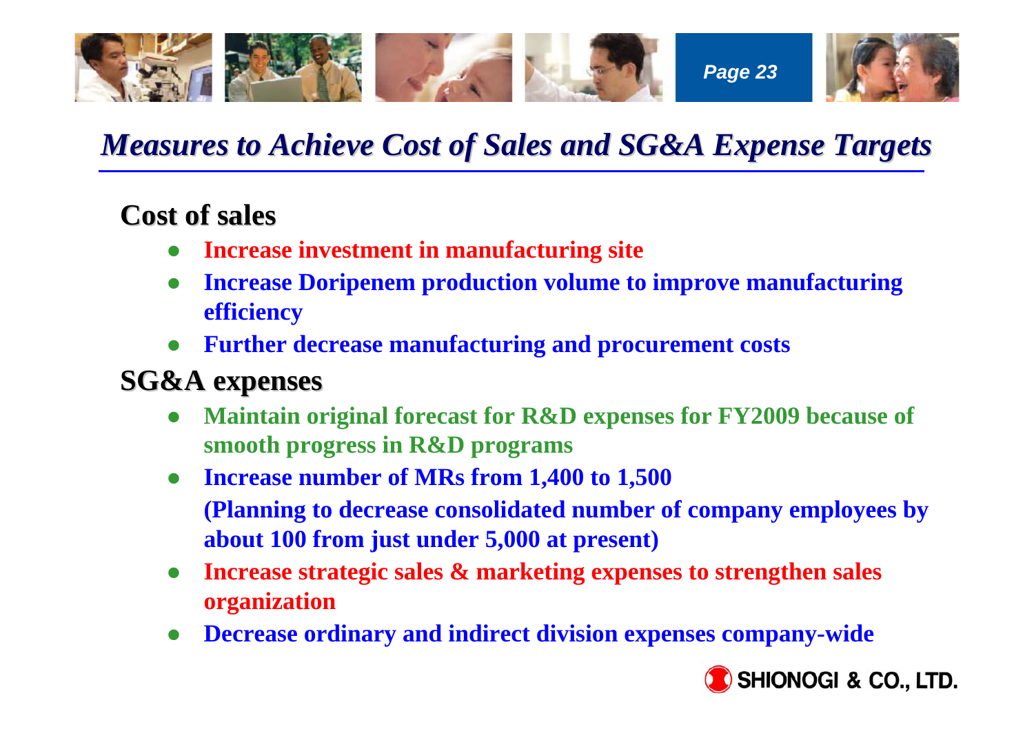# Measures to Achieve Cost of Sales and SG&A Expense Targets

## Cost of sales

- Increase investment in manufacturing site
- Increase Doripenem production volume to improve manufacturing efficiency
- Further decrease manufacturing and procurement costs

## SG&A expenses

- Maintain original forecast for R&D expenses for FY2009 because of smooth progress in R&D programs
- Increase number of MRs from 1,400 to 1,500
  (Planning to decrease consolidated number of company employees by about 100 from just under 5,000 at present)
- Increase strategic sales & marketing expenses to strengthen sales organization
- Decrease ordinary and indirect division expenses company-wide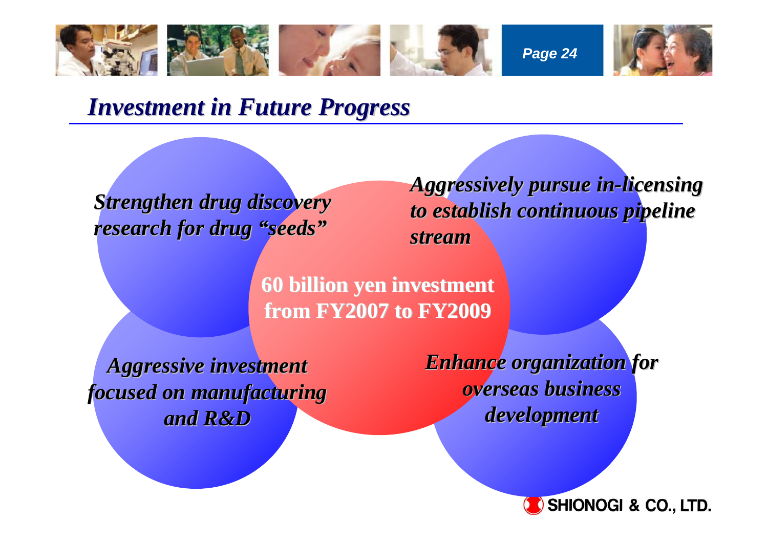# *Investment in Future Progress*

*Strengthen drug discovery research for drug "seeds"*

*Aggressively pursue in-licensing to establish continuous pipeline stream*

**60 billion yen investment from FY2007 to FY2009**

*Aggressive investment focused on manufacturing and R&D*

*Enhance organization for overseas business development*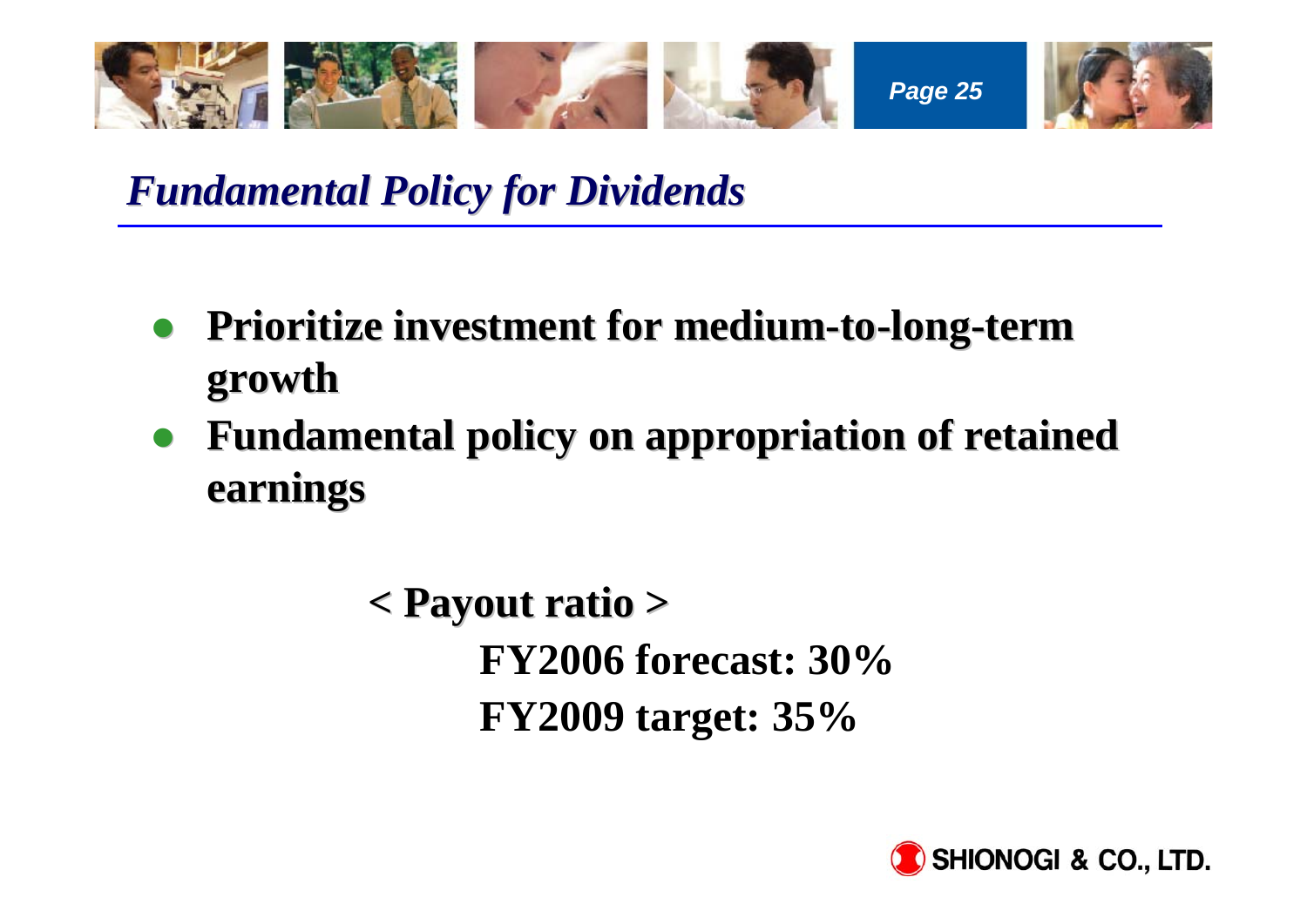# *Fundamental Policy for Dividends*

- **Prioritize investment for medium-to-long-term growth**
- **Fundamental policy on appropriation of retained earnings**

**< Payout ratio >**

**FY2006 forecast: 30%**

**FY2009 target: 35%**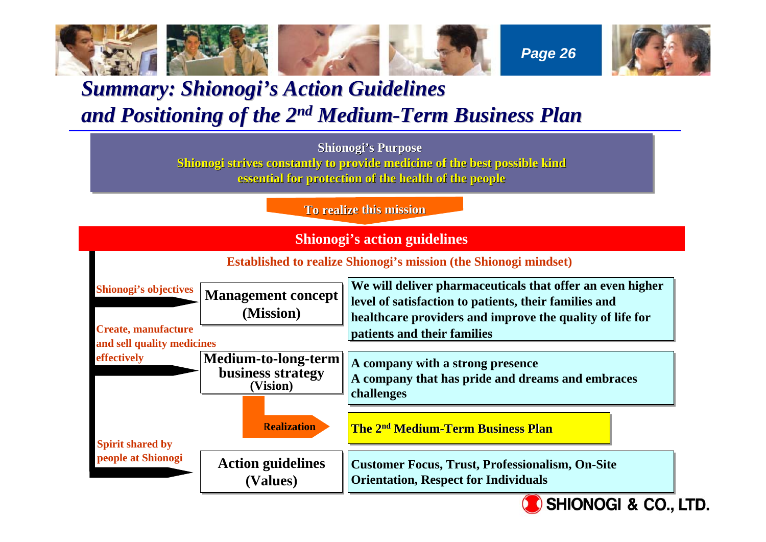# Summary: Shionogi's Action Guidelines and Positioning of the 2nd Medium-Term Business Plan

**Shionogi's Purpose**

**Shionogi strives constantly to provide medicine of the best possible kind essential for protection of the health of the people**

**To realize this mission**

## Shionogi's action guidelines

**Established to realize Shionogi's mission (the Shionogi mindset)**

| | | |
|---|---|---|
| **Shionogi's objectives** | **Management concept (Mission)** | **We will deliver pharmaceuticals that offer an even higher level of satisfaction to patients, their families and healthcare providers and improve the quality of life for patients and their families** |
| **Create, manufacture and sell quality medicines effectively** | **Medium-to-long-term business strategy (Vision)** | **A company with a strong presence**<br>**A company that has pride and dreams and embraces challenges** |
| | **Realization** → | **The 2nd Medium-Term Business Plan** |
| **Spirit shared by people at Shionogi** | **Action guidelines (Values)** | **Customer Focus, Trust, Professionalism, On-Site Orientation, Respect for Individuals** |

SHIONOGI & CO., LTD.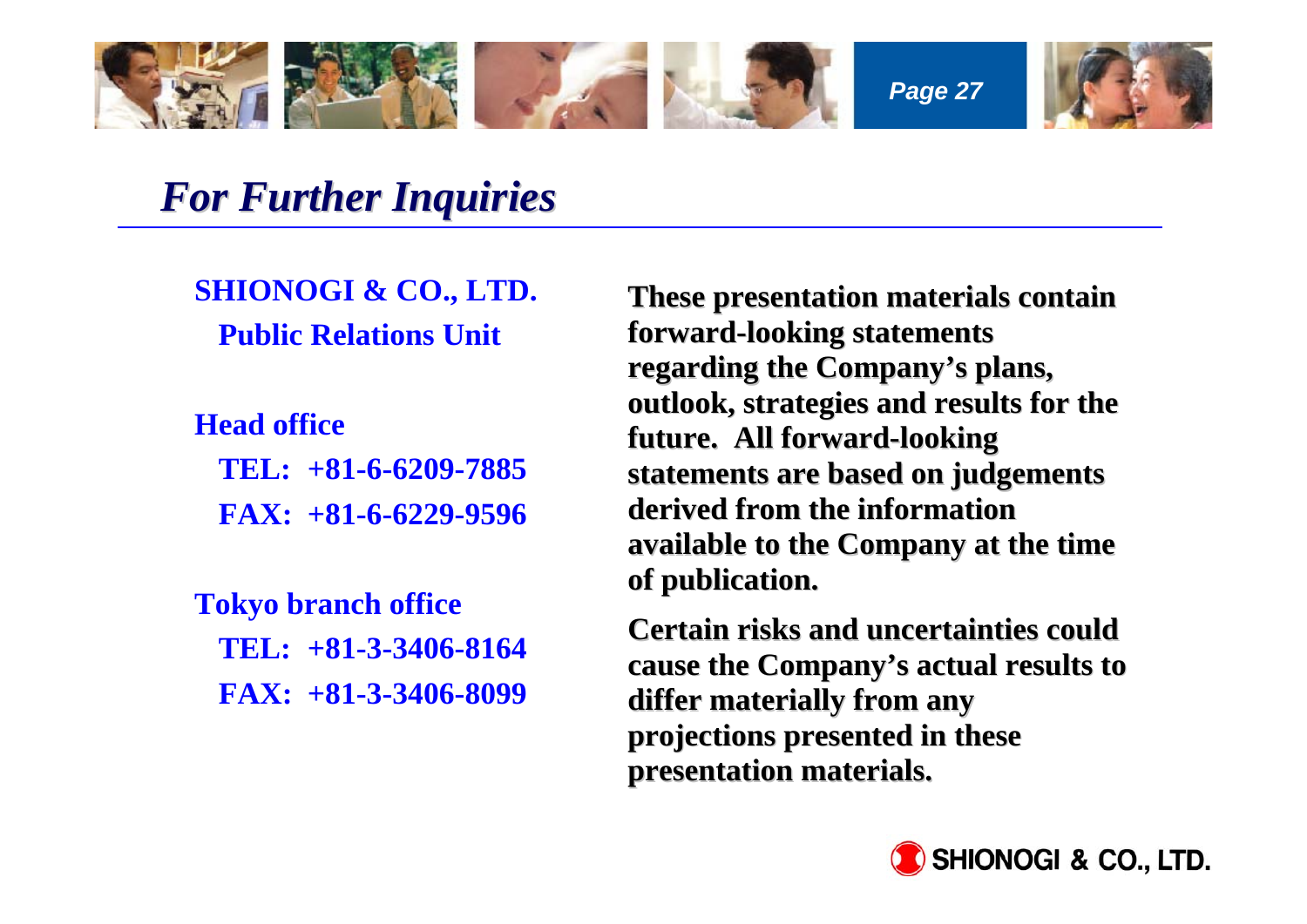# *For Further Inquiries*

**SHIONOGI & CO., LTD.**
**Public Relations Unit**

**Head office**
**TEL: +81-6-6209-7885**
**FAX: +81-6-6229-9596**

**Tokyo branch office**
**TEL: +81-3-3406-8164**
**FAX: +81-3-3406-8099**

**These presentation materials contain forward-looking statements regarding the Company's plans, outlook, strategies and results for the future. All forward-looking statements are based on judgements derived from the information available to the Company at the time of publication.**

**Certain risks and uncertainties could cause the Company's actual results to differ materially from any projections presented in these presentation materials.**

SHIONOGI & CO., LTD.